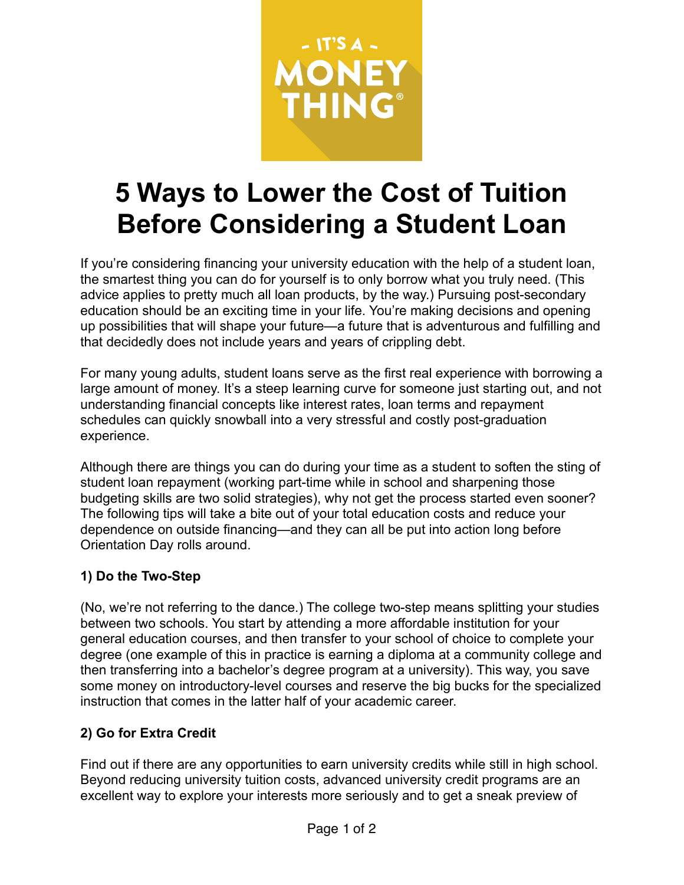# 5 Ways to Lower the Cost of Tuition Before Considering a Student Loan

If you're considering financing your university education with the help of a student loan, the smartest thing you can do for yourself is to only borrow what you truly need. (This advice applies to pretty much all loan products, by the way.) Pursuing post-secondary education should be an exciting time in your life. You're making decisions and opening up possibilities that will shape your future—a future that is adventurous and fulfilling and that decidedly does not include years and years of crippling debt.

For many young adults, student loans serve as the first real experience with borrowing a large amount of money. It's a steep learning curve for someone just starting out, and not understanding financial concepts like interest rates, loan terms and repayment schedules can quickly snowball into a very stressful and costly post-graduation experience.

Although there are things you can do during your time as a student to soften the sting of student loan repayment (working part-time while in school and sharpening those budgeting skills are two solid strategies), why not get the process started even sooner? The following tips will take a bite out of your total education costs and reduce your dependence on outside financing—and they can all be put into action long before Orientation Day rolls around.

**1) Do the Two-Step**

(No, we're not referring to the dance.) The college two-step means splitting your studies between two schools. You start by attending a more affordable institution for your general education courses, and then transfer to your school of choice to complete your degree (one example of this in practice is earning a diploma at a community college and then transferring into a bachelor's degree program at a university). This way, you save some money on introductory-level courses and reserve the big bucks for the specialized instruction that comes in the latter half of your academic career.

**2) Go for Extra Credit**

Find out if there are any opportunities to earn university credits while still in high school. Beyond reducing university tuition costs, advanced university credit programs are an excellent way to explore your interests more seriously and to get a sneak preview of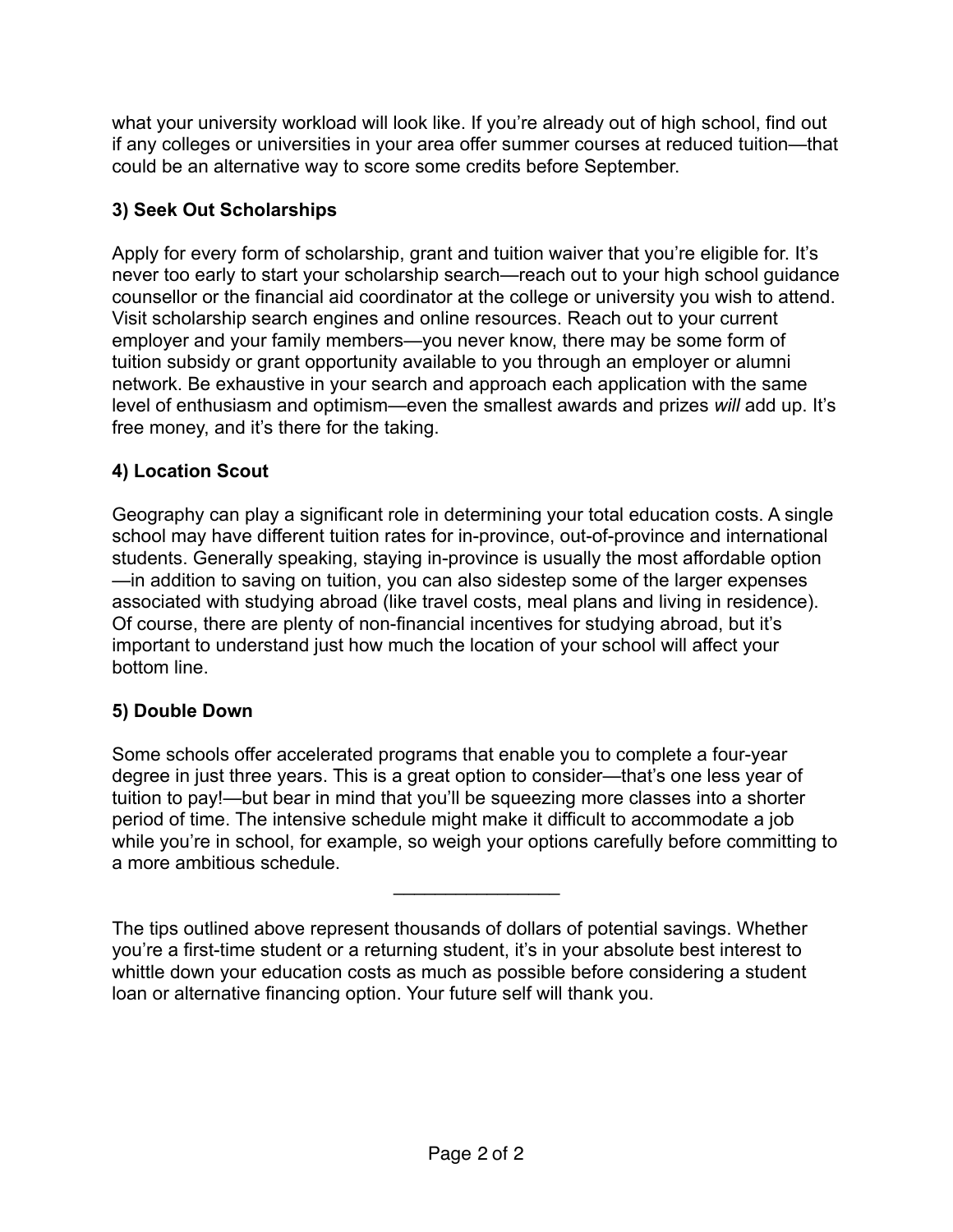what your university workload will look like. If you're already out of high school, find out if any colleges or universities in your area offer summer courses at reduced tuition—that could be an alternative way to score some credits before September.

**3) Seek Out Scholarships**

Apply for every form of scholarship, grant and tuition waiver that you're eligible for. It's never too early to start your scholarship search—reach out to your high school guidance counsellor or the financial aid coordinator at the college or university you wish to attend. Visit scholarship search engines and online resources. Reach out to your current employer and your family members—you never know, there may be some form of tuition subsidy or grant opportunity available to you through an employer or alumni network. Be exhaustive in your search and approach each application with the same level of enthusiasm and optimism—even the smallest awards and prizes *will* add up. It's free money, and it's there for the taking.

**4) Location Scout**

Geography can play a significant role in determining your total education costs. A single school may have different tuition rates for in-province, out-of-province and international students. Generally speaking, staying in-province is usually the most affordable option—in addition to saving on tuition, you can also sidestep some of the larger expenses associated with studying abroad (like travel costs, meal plans and living in residence). Of course, there are plenty of non-financial incentives for studying abroad, but it's important to understand just how much the location of your school will affect your bottom line.

**5) Double Down**

Some schools offer accelerated programs that enable you to complete a four-year degree in just three years. This is a great option to consider—that's one less year of tuition to pay!—but bear in mind that you'll be squeezing more classes into a shorter period of time. The intensive schedule might make it difficult to accommodate a job while you're in school, for example, so weigh your options carefully before committing to a more ambitious schedule.

---

The tips outlined above represent thousands of dollars of potential savings. Whether you're a first-time student or a returning student, it's in your absolute best interest to whittle down your education costs as much as possible before considering a student loan or alternative financing option. Your future self will thank you.